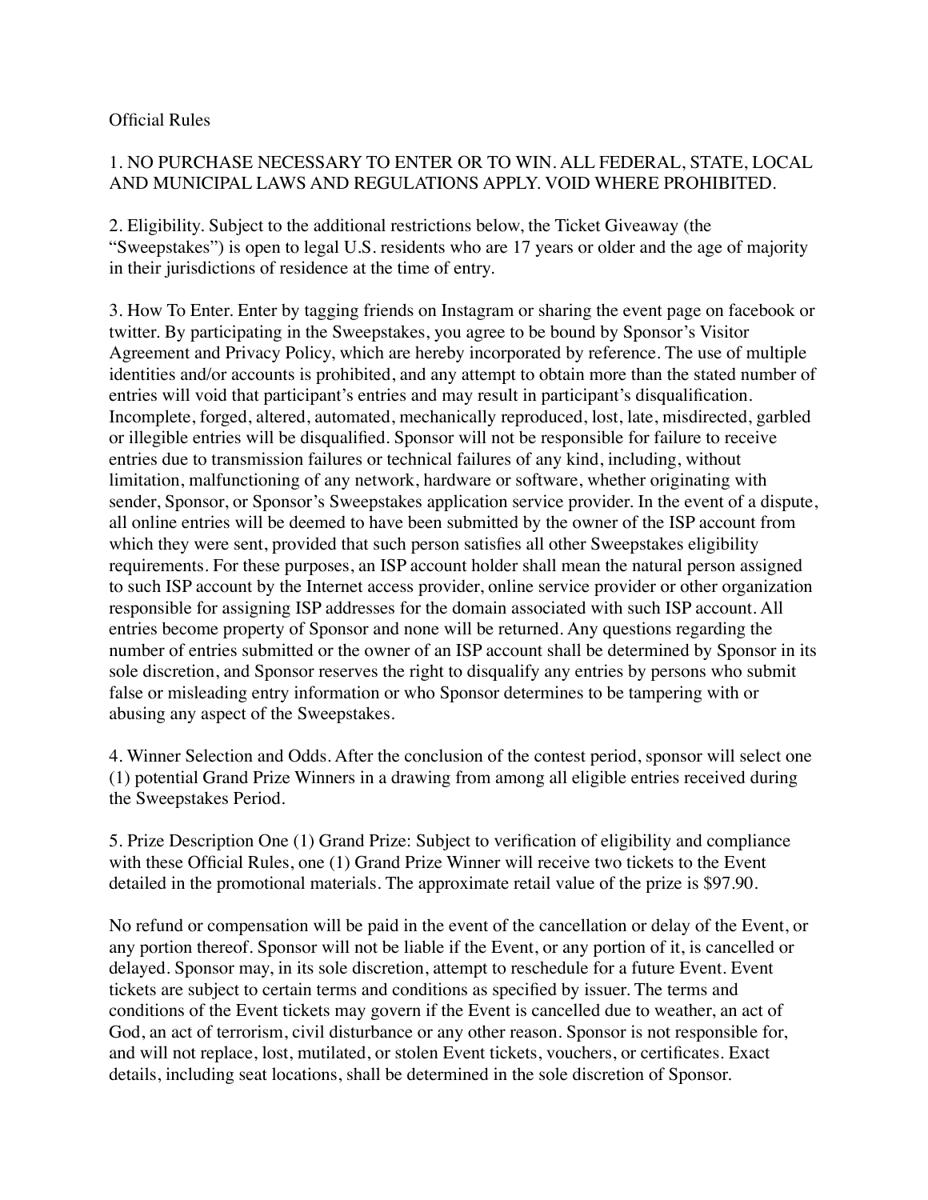Official Rules

1. NO PURCHASE NECESSARY TO ENTER OR TO WIN. ALL FEDERAL, STATE, LOCAL AND MUNICIPAL LAWS AND REGULATIONS APPLY. VOID WHERE PROHIBITED.

2. Eligibility. Subject to the additional restrictions below, the Ticket Giveaway (the "Sweepstakes") is open to legal U.S. residents who are 17 years or older and the age of majority in their jurisdictions of residence at the time of entry.

3. How To Enter. Enter by tagging friends on Instagram or sharing the event page on facebook or twitter. By participating in the Sweepstakes, you agree to be bound by Sponsor's Visitor Agreement and Privacy Policy, which are hereby incorporated by reference. The use of multiple identities and/or accounts is prohibited, and any attempt to obtain more than the stated number of entries will void that participant's entries and may result in participant's disqualification. Incomplete, forged, altered, automated, mechanically reproduced, lost, late, misdirected, garbled or illegible entries will be disqualified. Sponsor will not be responsible for failure to receive entries due to transmission failures or technical failures of any kind, including, without limitation, malfunctioning of any network, hardware or software, whether originating with sender, Sponsor, or Sponsor's Sweepstakes application service provider. In the event of a dispute, all online entries will be deemed to have been submitted by the owner of the ISP account from which they were sent, provided that such person satisfies all other Sweepstakes eligibility requirements. For these purposes, an ISP account holder shall mean the natural person assigned to such ISP account by the Internet access provider, online service provider or other organization responsible for assigning ISP addresses for the domain associated with such ISP account. All entries become property of Sponsor and none will be returned. Any questions regarding the number of entries submitted or the owner of an ISP account shall be determined by Sponsor in its sole discretion, and Sponsor reserves the right to disqualify any entries by persons who submit false or misleading entry information or who Sponsor determines to be tampering with or abusing any aspect of the Sweepstakes.

4. Winner Selection and Odds. After the conclusion of the contest period, sponsor will select one (1) potential Grand Prize Winners in a drawing from among all eligible entries received during the Sweepstakes Period.

5. Prize Description One (1) Grand Prize: Subject to verification of eligibility and compliance with these Official Rules, one (1) Grand Prize Winner will receive two tickets to the Event detailed in the promotional materials. The approximate retail value of the prize is $97.90.

No refund or compensation will be paid in the event of the cancellation or delay of the Event, or any portion thereof. Sponsor will not be liable if the Event, or any portion of it, is cancelled or delayed. Sponsor may, in its sole discretion, attempt to reschedule for a future Event. Event tickets are subject to certain terms and conditions as specified by issuer. The terms and conditions of the Event tickets may govern if the Event is cancelled due to weather, an act of God, an act of terrorism, civil disturbance or any other reason. Sponsor is not responsible for, and will not replace, lost, mutilated, or stolen Event tickets, vouchers, or certificates. Exact details, including seat locations, shall be determined in the sole discretion of Sponsor.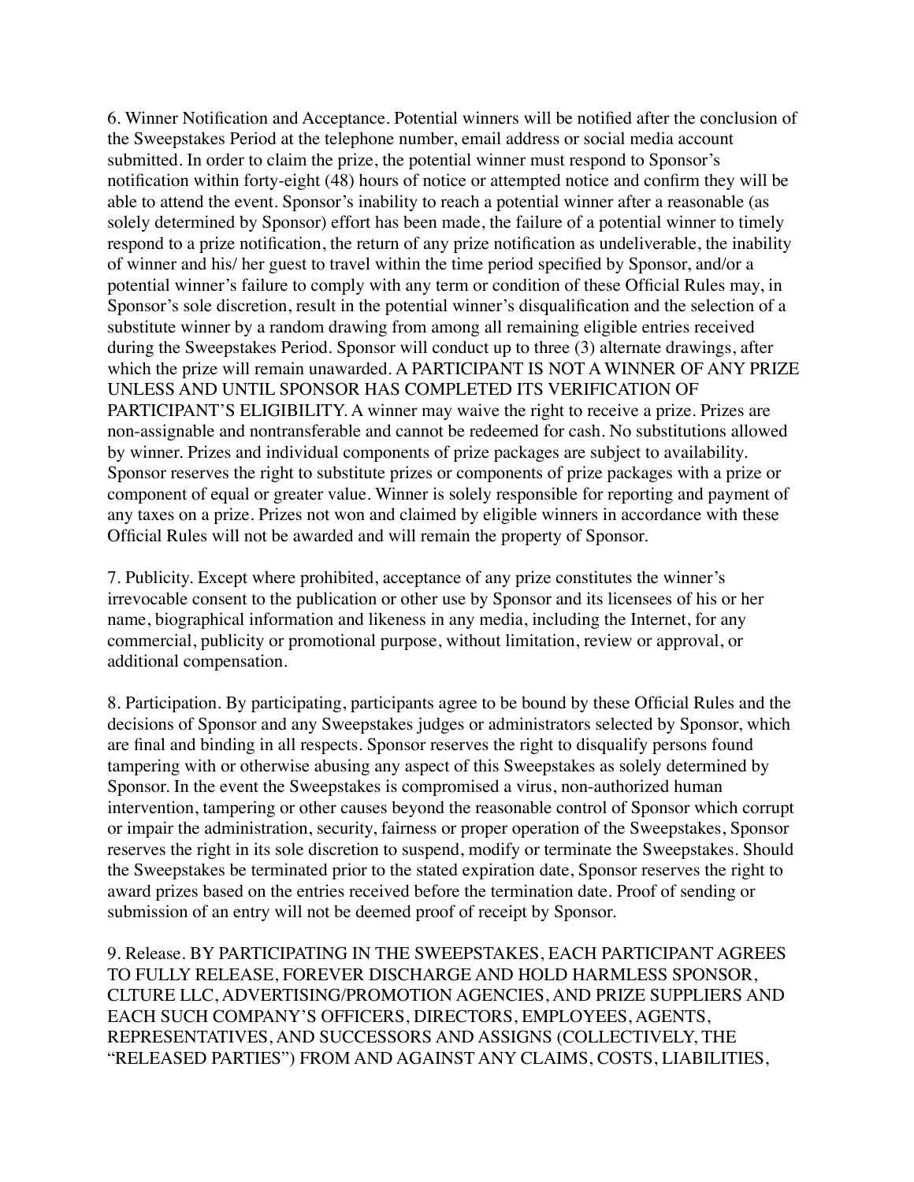6. Winner Notification and Acceptance. Potential winners will be notified after the conclusion of the Sweepstakes Period at the telephone number, email address or social media account submitted. In order to claim the prize, the potential winner must respond to Sponsor's notification within forty-eight (48) hours of notice or attempted notice and confirm they will be able to attend the event. Sponsor's inability to reach a potential winner after a reasonable (as solely determined by Sponsor) effort has been made, the failure of a potential winner to timely respond to a prize notification, the return of any prize notification as undeliverable, the inability of winner and his/ her guest to travel within the time period specified by Sponsor, and/or a potential winner's failure to comply with any term or condition of these Official Rules may, in Sponsor's sole discretion, result in the potential winner's disqualification and the selection of a substitute winner by a random drawing from among all remaining eligible entries received during the Sweepstakes Period. Sponsor will conduct up to three (3) alternate drawings, after which the prize will remain unawarded. A PARTICIPANT IS NOT A WINNER OF ANY PRIZE UNLESS AND UNTIL SPONSOR HAS COMPLETED ITS VERIFICATION OF PARTICIPANT'S ELIGIBILITY. A winner may waive the right to receive a prize. Prizes are non-assignable and nontransferable and cannot be redeemed for cash. No substitutions allowed by winner. Prizes and individual components of prize packages are subject to availability. Sponsor reserves the right to substitute prizes or components of prize packages with a prize or component of equal or greater value. Winner is solely responsible for reporting and payment of any taxes on a prize. Prizes not won and claimed by eligible winners in accordance with these Official Rules will not be awarded and will remain the property of Sponsor.

7. Publicity. Except where prohibited, acceptance of any prize constitutes the winner's irrevocable consent to the publication or other use by Sponsor and its licensees of his or her name, biographical information and likeness in any media, including the Internet, for any commercial, publicity or promotional purpose, without limitation, review or approval, or additional compensation.

8. Participation. By participating, participants agree to be bound by these Official Rules and the decisions of Sponsor and any Sweepstakes judges or administrators selected by Sponsor, which are final and binding in all respects. Sponsor reserves the right to disqualify persons found tampering with or otherwise abusing any aspect of this Sweepstakes as solely determined by Sponsor. In the event the Sweepstakes is compromised a virus, non-authorized human intervention, tampering or other causes beyond the reasonable control of Sponsor which corrupt or impair the administration, security, fairness or proper operation of the Sweepstakes, Sponsor reserves the right in its sole discretion to suspend, modify or terminate the Sweepstakes. Should the Sweepstakes be terminated prior to the stated expiration date, Sponsor reserves the right to award prizes based on the entries received before the termination date. Proof of sending or submission of an entry will not be deemed proof of receipt by Sponsor.

9. Release. BY PARTICIPATING IN THE SWEEPSTAKES, EACH PARTICIPANT AGREES TO FULLY RELEASE, FOREVER DISCHARGE AND HOLD HARMLESS SPONSOR, CLTURE LLC, ADVERTISING/PROMOTION AGENCIES, AND PRIZE SUPPLIERS AND EACH SUCH COMPANY'S OFFICERS, DIRECTORS, EMPLOYEES, AGENTS, REPRESENTATIVES, AND SUCCESSORS AND ASSIGNS (COLLECTIVELY, THE "RELEASED PARTIES") FROM AND AGAINST ANY CLAIMS, COSTS, LIABILITIES,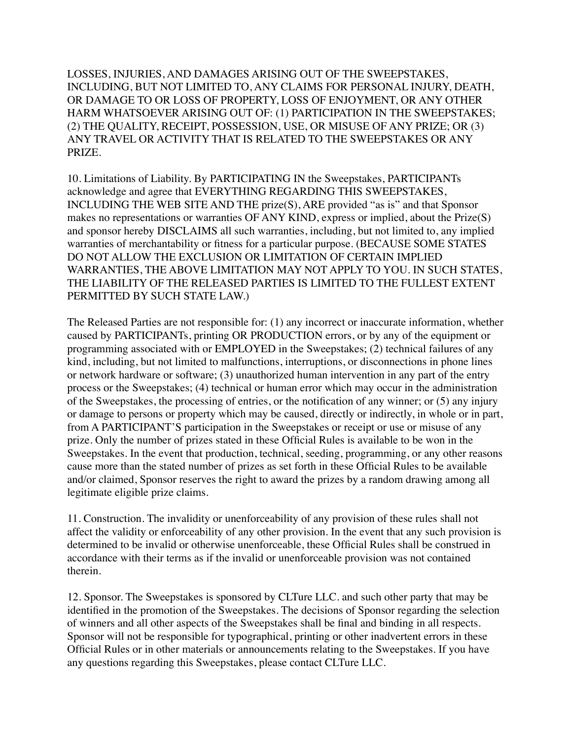LOSSES, INJURIES, AND DAMAGES ARISING OUT OF THE SWEEPSTAKES, INCLUDING, BUT NOT LIMITED TO, ANY CLAIMS FOR PERSONAL INJURY, DEATH, OR DAMAGE TO OR LOSS OF PROPERTY, LOSS OF ENJOYMENT, OR ANY OTHER HARM WHATSOEVER ARISING OUT OF: (1) PARTICIPATION IN THE SWEEPSTAKES; (2) THE QUALITY, RECEIPT, POSSESSION, USE, OR MISUSE OF ANY PRIZE; OR (3) ANY TRAVEL OR ACTIVITY THAT IS RELATED TO THE SWEEPSTAKES OR ANY PRIZE.

10. Limitations of Liability. By PARTICIPATING IN the Sweepstakes, PARTICIPANTs acknowledge and agree that EVERYTHING REGARDING THIS SWEEPSTAKES, INCLUDING THE WEB SITE AND THE prize(S), ARE provided "as is" and that Sponsor makes no representations or warranties OF ANY KIND, express or implied, about the Prize(S) and sponsor hereby DISCLAIMS all such warranties, including, but not limited to, any implied warranties of merchantability or fitness for a particular purpose. (BECAUSE SOME STATES DO NOT ALLOW THE EXCLUSION OR LIMITATION OF CERTAIN IMPLIED WARRANTIES, THE ABOVE LIMITATION MAY NOT APPLY TO YOU. IN SUCH STATES, THE LIABILITY OF THE RELEASED PARTIES IS LIMITED TO THE FULLEST EXTENT PERMITTED BY SUCH STATE LAW.)

The Released Parties are not responsible for: (1) any incorrect or inaccurate information, whether caused by PARTICIPANTs, printing OR PRODUCTION errors, or by any of the equipment or programming associated with or EMPLOYED in the Sweepstakes; (2) technical failures of any kind, including, but not limited to malfunctions, interruptions, or disconnections in phone lines or network hardware or software; (3) unauthorized human intervention in any part of the entry process or the Sweepstakes; (4) technical or human error which may occur in the administration of the Sweepstakes, the processing of entries, or the notification of any winner; or (5) any injury or damage to persons or property which may be caused, directly or indirectly, in whole or in part, from A PARTICIPANT'S participation in the Sweepstakes or receipt or use or misuse of any prize. Only the number of prizes stated in these Official Rules is available to be won in the Sweepstakes. In the event that production, technical, seeding, programming, or any other reasons cause more than the stated number of prizes as set forth in these Official Rules to be available and/or claimed, Sponsor reserves the right to award the prizes by a random drawing among all legitimate eligible prize claims.

11. Construction. The invalidity or unenforceability of any provision of these rules shall not affect the validity or enforceability of any other provision. In the event that any such provision is determined to be invalid or otherwise unenforceable, these Official Rules shall be construed in accordance with their terms as if the invalid or unenforceable provision was not contained therein.

12. Sponsor. The Sweepstakes is sponsored by CLTure LLC. and such other party that may be identified in the promotion of the Sweepstakes. The decisions of Sponsor regarding the selection of winners and all other aspects of the Sweepstakes shall be final and binding in all respects. Sponsor will not be responsible for typographical, printing or other inadvertent errors in these Official Rules or in other materials or announcements relating to the Sweepstakes. If you have any questions regarding this Sweepstakes, please contact CLTure LLC.